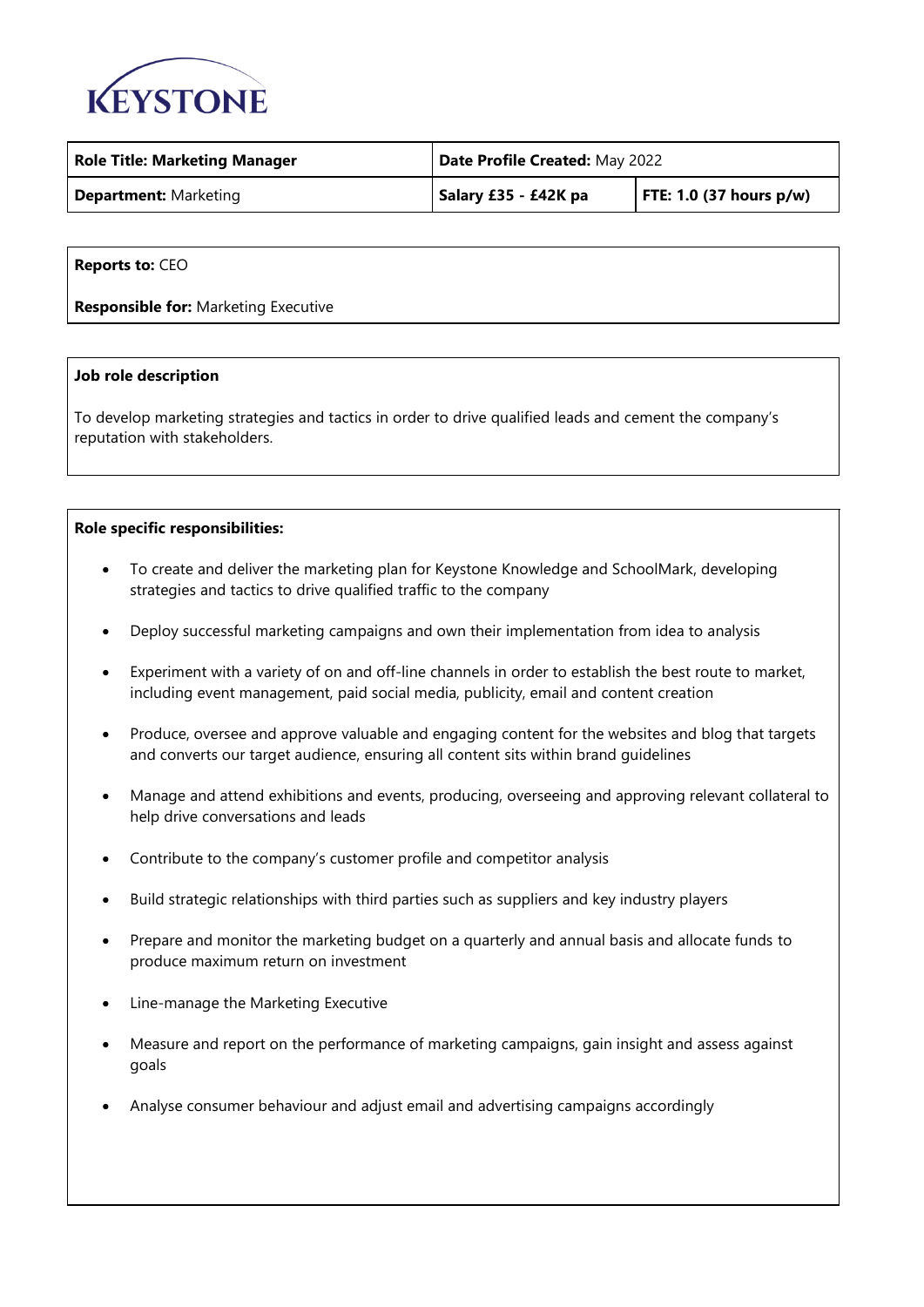KEYSTONE

| **Role Title: Marketing Manager** | **Date Profile Created:** May 2022 | |
|---|---|---|
| **Department:** Marketing | **Salary £35 - £42K pa** | **FTE: 1.0 (37 hours p/w)** |

**Reports to:** CEO

**Responsible for:** Marketing Executive

**Job role description**

To develop marketing strategies and tactics in order to drive qualified leads and cement the company's reputation with stakeholders.

**Role specific responsibilities:**

- To create and deliver the marketing plan for Keystone Knowledge and SchoolMark, developing strategies and tactics to drive qualified traffic to the company
- Deploy successful marketing campaigns and own their implementation from idea to analysis
- Experiment with a variety of on and off-line channels in order to establish the best route to market, including event management, paid social media, publicity, email and content creation
- Produce, oversee and approve valuable and engaging content for the websites and blog that targets and converts our target audience, ensuring all content sits within brand guidelines
- Manage and attend exhibitions and events, producing, overseeing and approving relevant collateral to help drive conversations and leads
- Contribute to the company's customer profile and competitor analysis
- Build strategic relationships with third parties such as suppliers and key industry players
- Prepare and monitor the marketing budget on a quarterly and annual basis and allocate funds to produce maximum return on investment
- Line-manage the Marketing Executive
- Measure and report on the performance of marketing campaigns, gain insight and assess against goals
- Analyse consumer behaviour and adjust email and advertising campaigns accordingly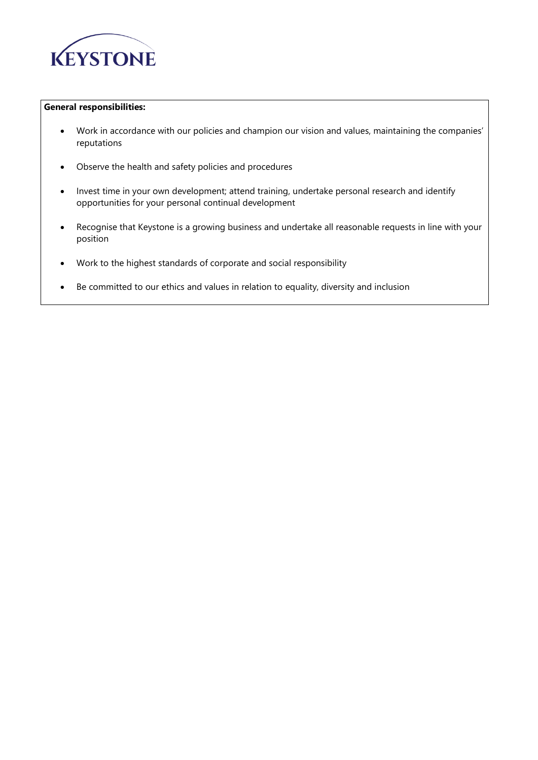**General responsibilities:**

- Work in accordance with our policies and champion our vision and values, maintaining the companies' reputations
- Observe the health and safety policies and procedures
- Invest time in your own development; attend training, undertake personal research and identify opportunities for your personal continual development
- Recognise that Keystone is a growing business and undertake all reasonable requests in line with your position
- Work to the highest standards of corporate and social responsibility
- Be committed to our ethics and values in relation to equality, diversity and inclusion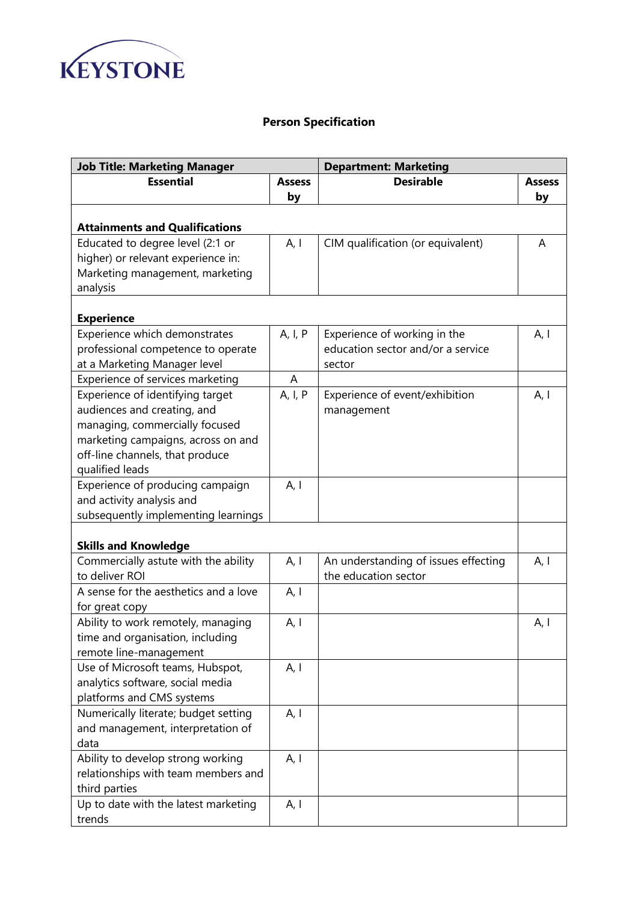KEYSTONE

## Person Specification

| Job Title: Marketing Manager | | Department: Marketing | |
|---|---|---|---|
| **Essential** | **Assess by** | **Desirable** | **Assess by** |
| **Attainments and Qualifications** | | | |
| Educated to degree level (2:1 or higher) or relevant experience in: Marketing management, marketing analysis | A, I | CIM qualification (or equivalent) | A |
| **Experience** | | | |
| Experience which demonstrates professional competence to operate at a Marketing Manager level | A, I, P | Experience of working in the education sector and/or a service sector | A, I |
| Experience of services marketing | A | | |
| Experience of identifying target audiences and creating, and managing, commercially focused marketing campaigns, across on and off-line channels, that produce qualified leads | A, I, P | Experience of event/exhibition management | A, I |
| Experience of producing campaign and activity analysis and subsequently implementing learnings | A, I | | |
| **Skills and Knowledge** | | | |
| Commercially astute with the ability to deliver ROI | A, I | An understanding of issues effecting the education sector | A, I |
| A sense for the aesthetics and a love for great copy | A, I | | |
| Ability to work remotely, managing time and organisation, including remote line-management | A, I | | A, I |
| Use of Microsoft teams, Hubspot, analytics software, social media platforms and CMS systems | A, I | | |
| Numerically literate; budget setting and management, interpretation of data | A, I | | |
| Ability to develop strong working relationships with team members and third parties | A, I | | |
| Up to date with the latest marketing trends | A, I | | |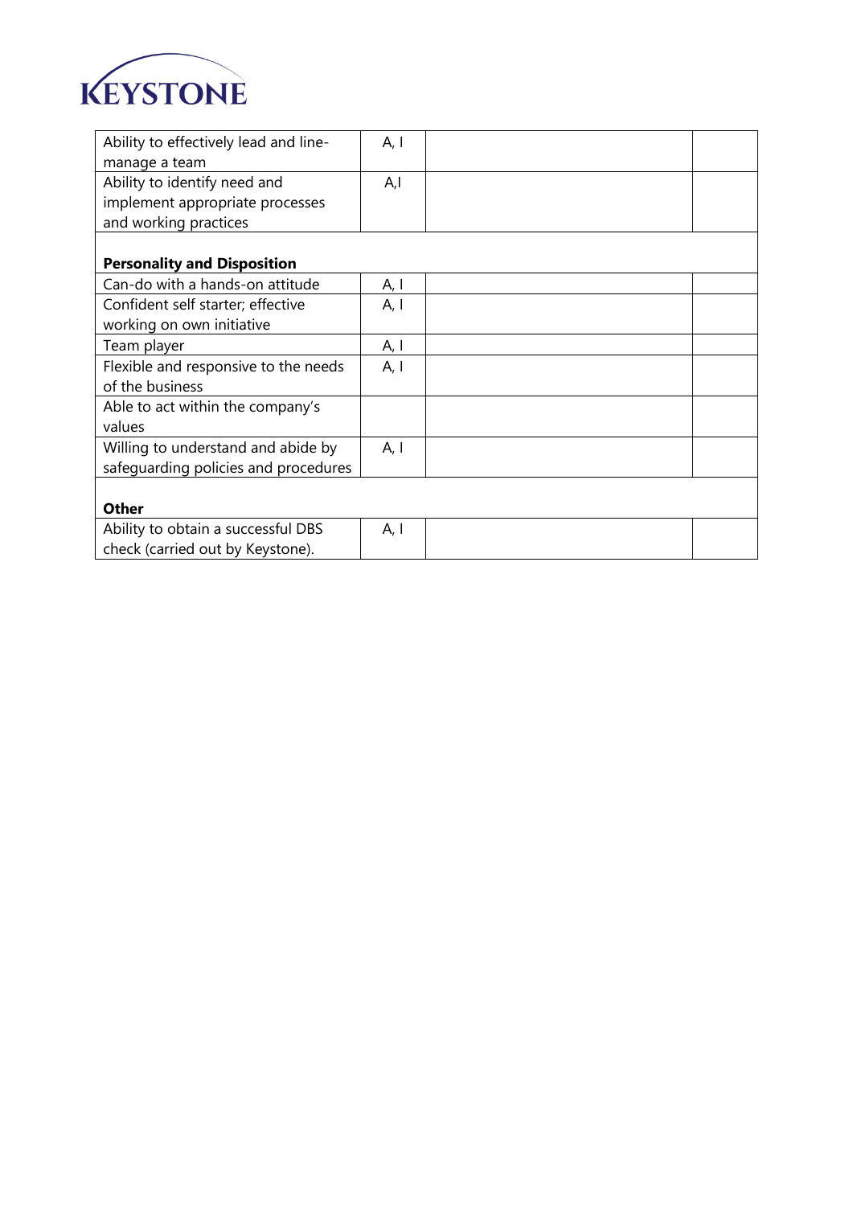| | | | |
|---|---|---|---|
| Ability to effectively lead and line-manage a team | A, I | | |
| Ability to identify need and implement appropriate processes and working practices | A,I | | |
| **Personality and Disposition** | | | |
| Can-do with a hands-on attitude | A, I | | |
| Confident self starter; effective working on own initiative | A, I | | |
| Team player | A, I | | |
| Flexible and responsive to the needs of the business | A, I | | |
| Able to act within the company's values | | | |
| Willing to understand and abide by safeguarding policies and procedures | A, I | | |
| **Other** | | | |
| Ability to obtain a successful DBS check (carried out by Keystone). | A, I | | |